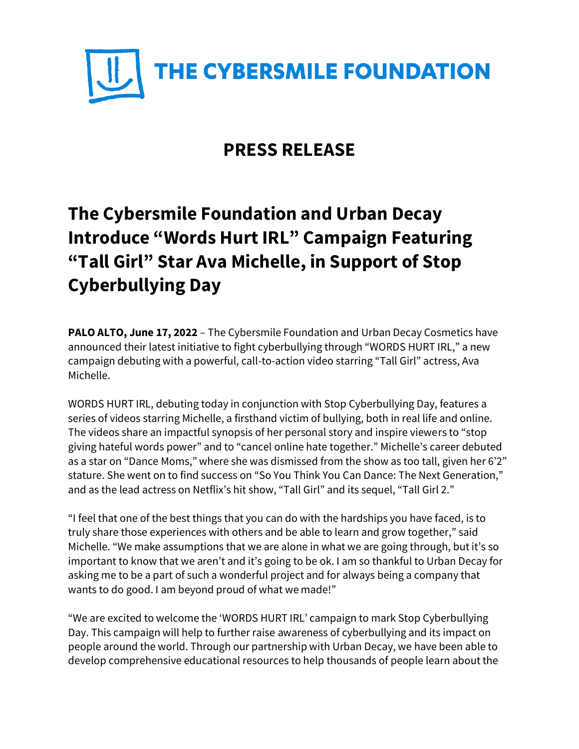THE CYBERSMILE FOUNDATION

## PRESS RELEASE

# The Cybersmile Foundation and Urban Decay Introduce "Words Hurt IRL" Campaign Featuring "Tall Girl" Star Ava Michelle, in Support of Stop Cyberbullying Day

**PALO ALTO, June 17, 2022** – The Cybersmile Foundation and Urban Decay Cosmetics have announced their latest initiative to fight cyberbullying through "WORDS HURT IRL," a new campaign debuting with a powerful, call-to-action video starring "Tall Girl" actress, Ava Michelle.

WORDS HURT IRL, debuting today in conjunction with Stop Cyberbullying Day, features a series of videos starring Michelle, a firsthand victim of bullying, both in real life and online. The videos share an impactful synopsis of her personal story and inspire viewers to "stop giving hateful words power" and to "cancel online hate together." Michelle's career debuted as a star on "Dance Moms," where she was dismissed from the show as too tall, given her 6'2" stature. She went on to find success on "So You Think You Can Dance: The Next Generation," and as the lead actress on Netflix's hit show, "Tall Girl" and its sequel, "Tall Girl 2."

"I feel that one of the best things that you can do with the hardships you have faced, is to truly share those experiences with others and be able to learn and grow together," said Michelle. "We make assumptions that we are alone in what we are going through, but it's so important to know that we aren't and it's going to be ok. I am so thankful to Urban Decay for asking me to be a part of such a wonderful project and for always being a company that wants to do good. I am beyond proud of what we made!"

"We are excited to welcome the 'WORDS HURT IRL' campaign to mark Stop Cyberbullying Day. This campaign will help to further raise awareness of cyberbullying and its impact on people around the world. Through our partnership with Urban Decay, we have been able to develop comprehensive educational resources to help thousands of people learn about the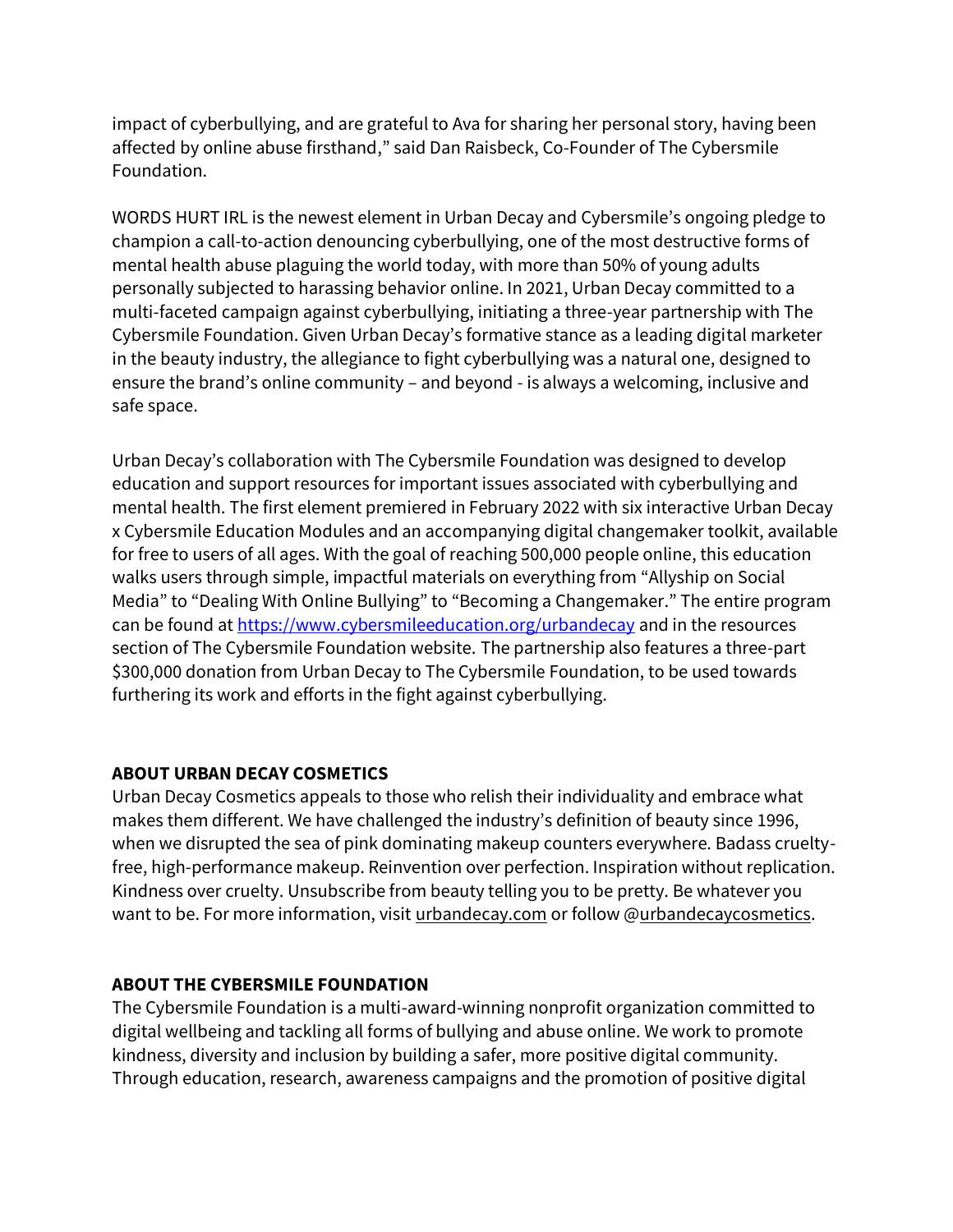impact of cyberbullying, and are grateful to Ava for sharing her personal story, having been affected by online abuse firsthand," said Dan Raisbeck, Co-Founder of The Cybersmile Foundation.

WORDS HURT IRL is the newest element in Urban Decay and Cybersmile's ongoing pledge to champion a call-to-action denouncing cyberbullying, one of the most destructive forms of mental health abuse plaguing the world today, with more than 50% of young adults personally subjected to harassing behavior online. In 2021, Urban Decay committed to a multi-faceted campaign against cyberbullying, initiating a three-year partnership with The Cybersmile Foundation. Given Urban Decay's formative stance as a leading digital marketer in the beauty industry, the allegiance to fight cyberbullying was a natural one, designed to ensure the brand's online community – and beyond - is always a welcoming, inclusive and safe space.

Urban Decay's collaboration with The Cybersmile Foundation was designed to develop education and support resources for important issues associated with cyberbullying and mental health. The first element premiered in February 2022 with six interactive Urban Decay x Cybersmile Education Modules and an accompanying digital changemaker toolkit, available for free to users of all ages. With the goal of reaching 500,000 people online, this education walks users through simple, impactful materials on everything from "Allyship on Social Media" to "Dealing With Online Bullying" to "Becoming a Changemaker." The entire program can be found at [https://www.cybersmileeducation.org/urbandecay](https://www.cybersmileeducation.org/urbandecay) and in the resources section of The Cybersmile Foundation website. The partnership also features a three-part $300,000 donation from Urban Decay to The Cybersmile Foundation, to be used towards furthering its work and efforts in the fight against cyberbullying.

**ABOUT URBAN DECAY COSMETICS**

Urban Decay Cosmetics appeals to those who relish their individuality and embrace what makes them different. We have challenged the industry's definition of beauty since 1996, when we disrupted the sea of pink dominating makeup counters everywhere. Badass cruelty-free, high-performance makeup. Reinvention over perfection. Inspiration without replication. Kindness over cruelty. Unsubscribe from beauty telling you to be pretty. Be whatever you want to be. For more information, visit urbandecay.com or follow @urbandecaycosmetics.

**ABOUT THE CYBERSMILE FOUNDATION**

The Cybersmile Foundation is a multi-award-winning nonprofit organization committed to digital wellbeing and tackling all forms of bullying and abuse online. We work to promote kindness, diversity and inclusion by building a safer, more positive digital community. Through education, research, awareness campaigns and the promotion of positive digital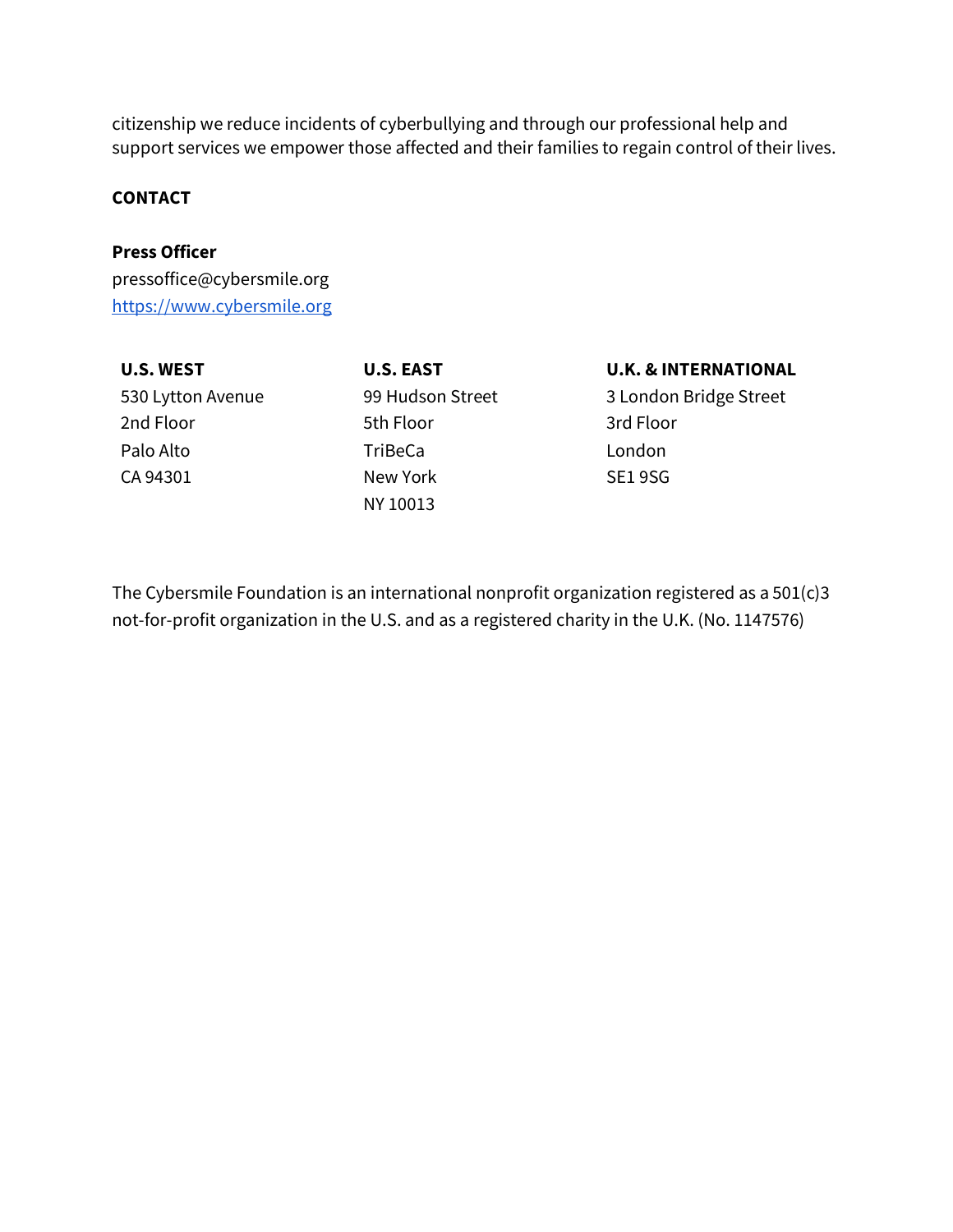citizenship we reduce incidents of cyberbullying and through our professional help and support services we empower those affected and their families to regain control of their lives.

**CONTACT**

**Press Officer**
pressoffice@cybersmile.org
https://www.cybersmile.org

**U.S. WEST**
530 Lytton Avenue
2nd Floor
Palo Alto
CA 94301

**U.S. EAST**
99 Hudson Street
5th Floor
TriBeCa
New York
NY 10013

**U.K. & INTERNATIONAL**
3 London Bridge Street
3rd Floor
London
SE1 9SG

The Cybersmile Foundation is an international nonprofit organization registered as a 501(c)3 not-for-profit organization in the U.S. and as a registered charity in the U.K. (No. 1147576)